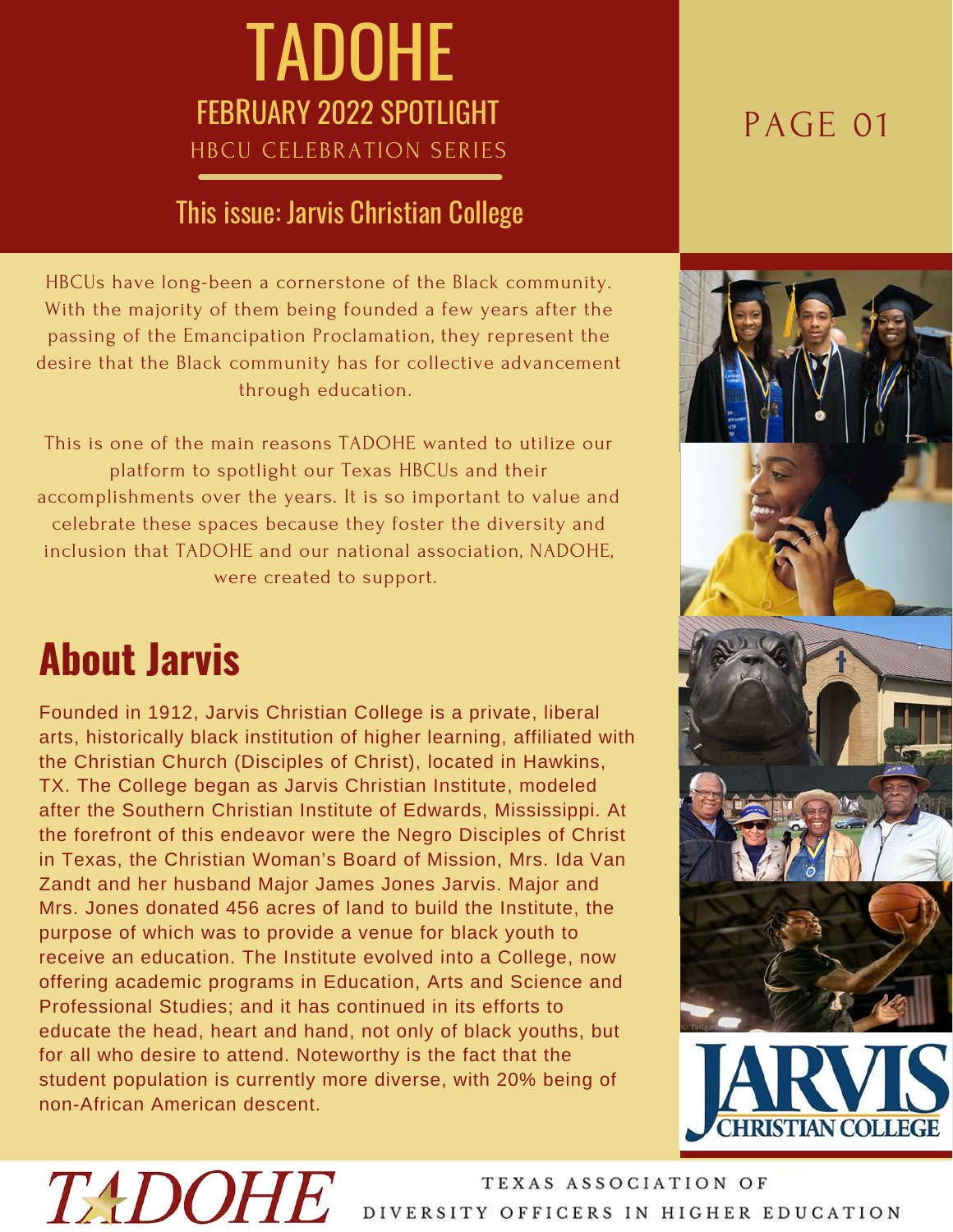# TADOHE

## FEBRUARY 2022 SPOTLIGHT

HBCU CELEBRATION SERIES

### This issue: Jarvis Christian College

HBCUs have long-been a cornerstone of the Black community. With the majority of them being founded a few years after the passing of the Emancipation Proclamation, they represent the desire that the Black community has for collective advancement through education.

This is one of the main reasons TADOHE wanted to utilize our platform to spotlight our Texas HBCUs and their accomplishments over the years. It is so important to value and celebrate these spaces because they foster the diversity and inclusion that TADOHE and our national association, NADOHE, were created to support.

## About Jarvis

Founded in 1912, Jarvis Christian College is a private, liberal arts, historically black institution of higher learning, affiliated with the Christian Church (Disciples of Christ), located in Hawkins, TX. The College began as Jarvis Christian Institute, modeled after the Southern Christian Institute of Edwards, Mississippi. At the forefront of this endeavor were the Negro Disciples of Christ in Texas, the Christian Woman's Board of Mission, Mrs. Ida Van Zandt and her husband Major James Jones Jarvis. Major and Mrs. Jones donated 456 acres of land to build the Institute, the purpose of which was to provide a venue for black youth to receive an education. The Institute evolved into a College, now offering academic programs in Education, Arts and Science and Professional Studies; and it has continued in its efforts to educate the head, heart and hand, not only of black youths, but for all who desire to attend. Noteworthy is the fact that the student population is currently more diverse, with 20% being of non-African American descent.

TADOHE

TEXAS ASSOCIATION OF DIVERSITY OFFICERS IN HIGHER EDUCATION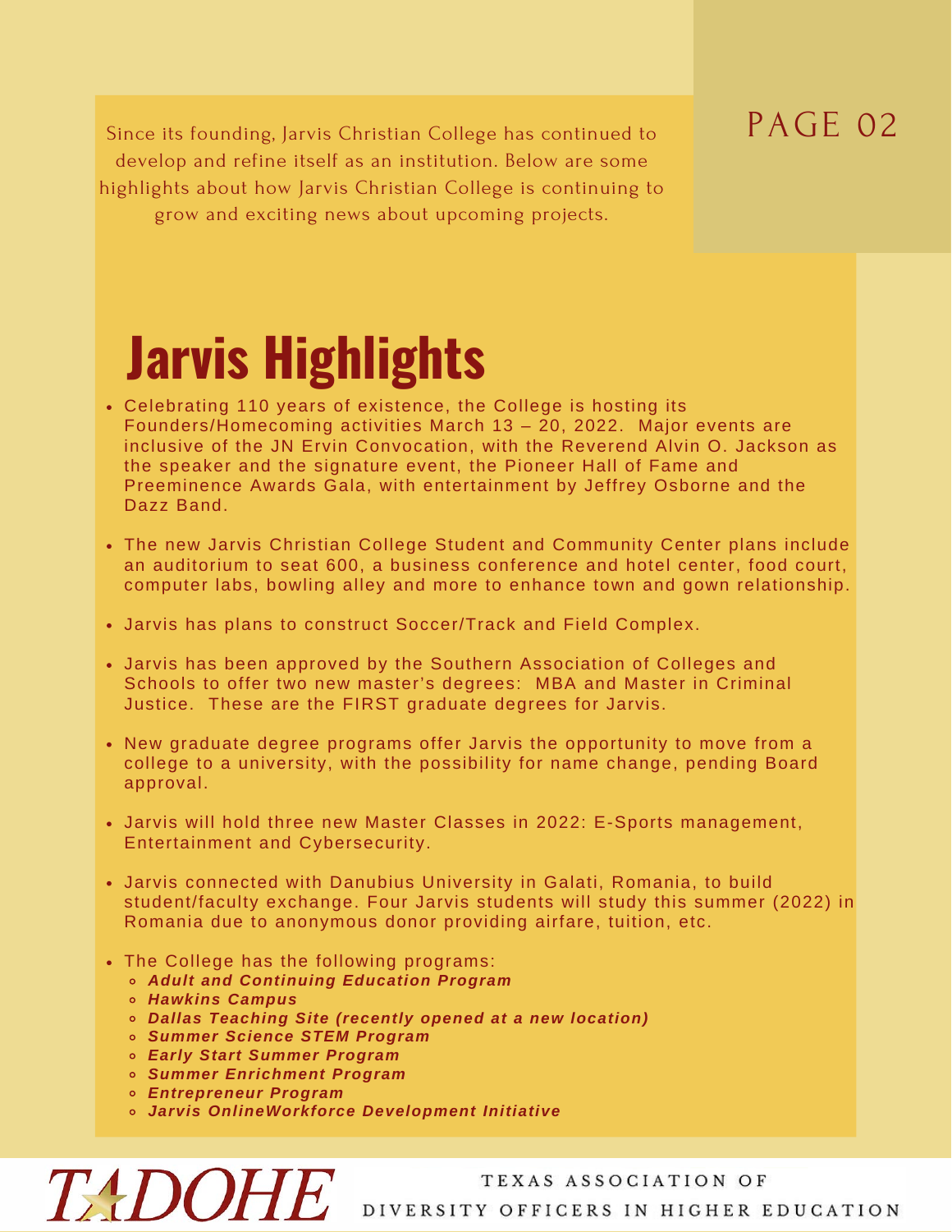Since its founding, Jarvis Christian College has continued to develop and refine itself as an institution. Below are some highlights about how Jarvis Christian College is continuing to grow and exciting news about upcoming projects.

# Jarvis Highlights

- Celebrating 110 years of existence, the College is hosting its Founders/Homecoming activities March 13 – 20, 2022. Major events are inclusive of the JN Ervin Convocation, with the Reverend Alvin O. Jackson as the speaker and the signature event, the Pioneer Hall of Fame and Preeminence Awards Gala, with entertainment by Jeffrey Osborne and the Dazz Band.
- The new Jarvis Christian College Student and Community Center plans include an auditorium to seat 600, a business conference and hotel center, food court, computer labs, bowling alley and more to enhance town and gown relationship.
- Jarvis has plans to construct Soccer/Track and Field Complex.
- Jarvis has been approved by the Southern Association of Colleges and Schools to offer two new master's degrees: MBA and Master in Criminal Justice. These are the FIRST graduate degrees for Jarvis.
- New graduate degree programs offer Jarvis the opportunity to move from a college to a university, with the possibility for name change, pending Board approval.
- Jarvis will hold three new Master Classes in 2022: E-Sports management, Entertainment and Cybersecurity.
- Jarvis connected with Danubius University in Galati, Romania, to build student/faculty exchange. Four Jarvis students will study this summer (2022) in Romania due to anonymous donor providing airfare, tuition, etc.
- The College has the following programs:
  - ***Adult and Continuing Education Program***
  - ***Hawkins Campus***
  - ***Dallas Teaching Site (recently opened at a new location)***
  - ***Summer Science STEM Program***
  - ***Early Start Summer Program***
  - ***Summer Enrichment Program***
  - ***Entrepreneur Program***
  - ***Jarvis OnlineWorkforce Development Initiative***

TADOHE — TEXAS ASSOCIATION OF DIVERSITY OFFICERS IN HIGHER EDUCATION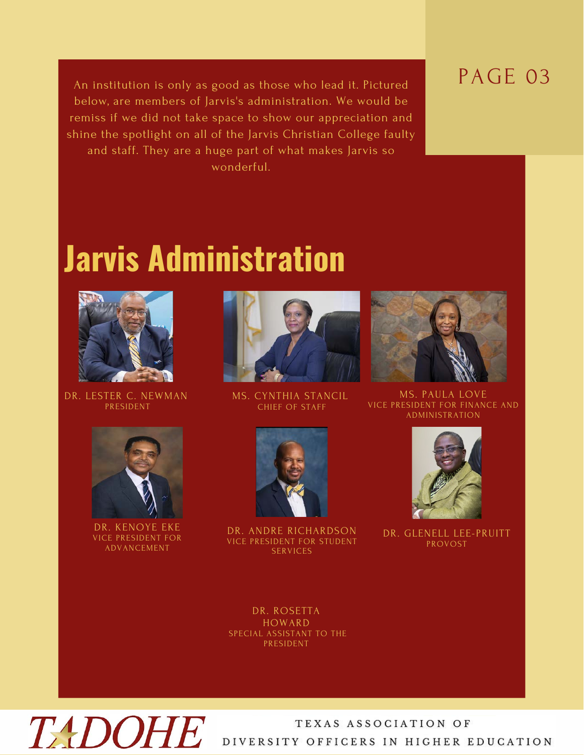An institution is only as good as those who lead it. Pictured below, are members of Jarvis's administration. We would be remiss if we did not take space to show our appreciation and shine the spotlight on all of the Jarvis Christian College faulty and staff. They are a huge part of what makes Jarvis so wonderful.

# Jarvis Administration

DR. LESTER C. NEWMAN
PRESIDENT

MS. CYNTHIA STANCIL
CHIEF OF STAFF

MS. PAULA LOVE
VICE PRESIDENT FOR FINANCE AND ADMINISTRATION

DR. KENOYE EKE
VICE PRESIDENT FOR ADVANCEMENT

DR. ANDRE RICHARDSON
VICE PRESIDENT FOR STUDENT SERVICES

DR. GLENELL LEE-PRUITT
PROVOST

DR. ROSETTA HOWARD
SPECIAL ASSISTANT TO THE PRESIDENT